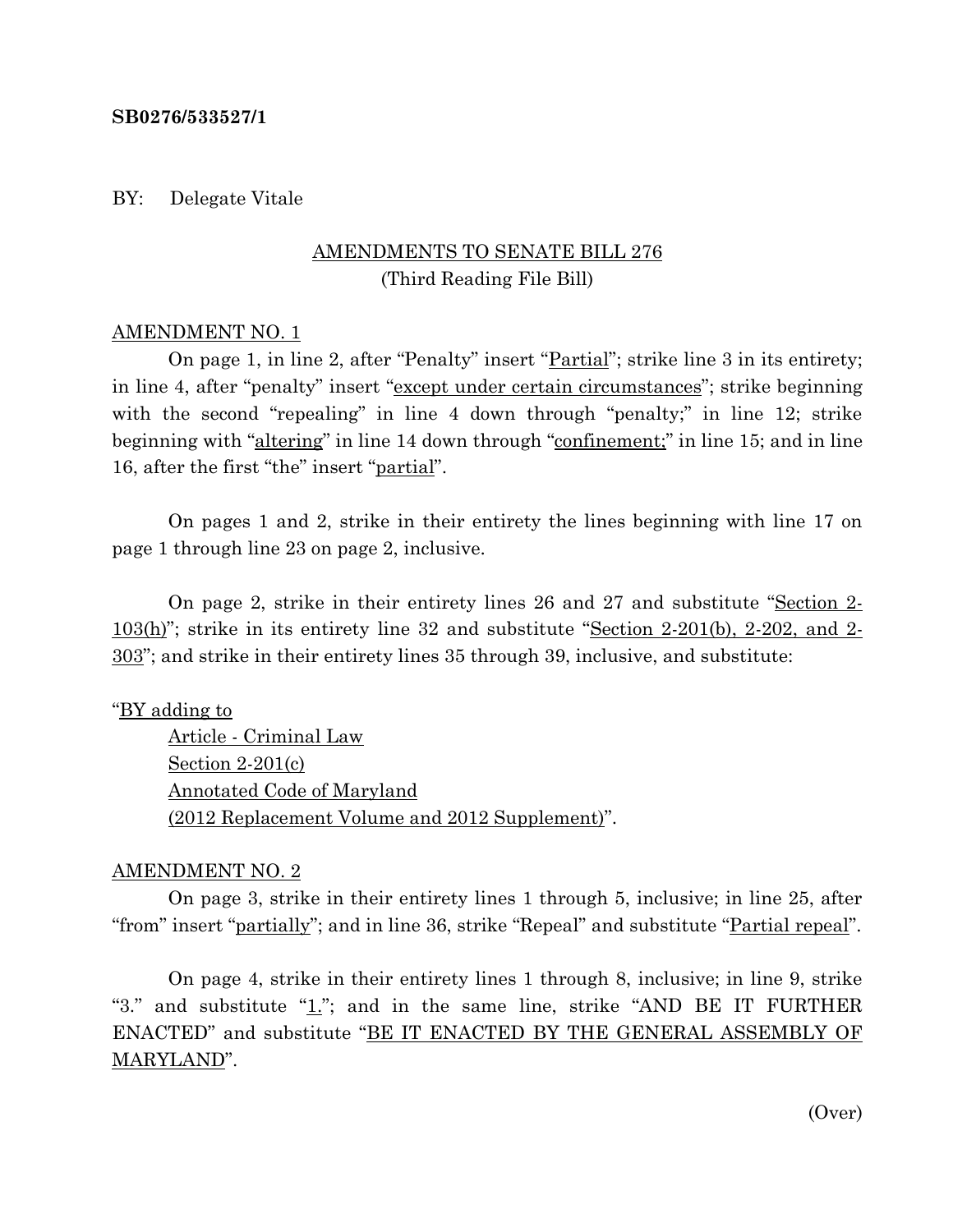**SB0276/533527/1**

BY: Delegate Vitale

AMENDMENTS TO SENATE BILL 276
(Third Reading File Bill)

AMENDMENT NO. 1

On page 1, in line 2, after "Penalty" insert "Partial"; strike line 3 in its entirety; in line 4, after "penalty" insert "except under certain circumstances"; strike beginning with the second "repealing" in line 4 down through "penalty;" in line 12; strike beginning with "altering" in line 14 down through "confinement;" in line 15; and in line 16, after the first "the" insert "partial".

On pages 1 and 2, strike in their entirety the lines beginning with line 17 on page 1 through line 23 on page 2, inclusive.

On page 2, strike in their entirety lines 26 and 27 and substitute "Section 2-103(h)"; strike in its entirety line 32 and substitute "Section 2-201(b), 2-202, and 2-303"; and strike in their entirety lines 35 through 39, inclusive, and substitute:

"BY adding to
Article - Criminal Law
Section 2-201(c)
Annotated Code of Maryland
(2012 Replacement Volume and 2012 Supplement)".

AMENDMENT NO. 2

On page 3, strike in their entirety lines 1 through 5, inclusive; in line 25, after "from" insert "partially"; and in line 36, strike "Repeal" and substitute "Partial repeal".

On page 4, strike in their entirety lines 1 through 8, inclusive; in line 9, strike "3." and substitute "1."; and in the same line, strike "AND BE IT FURTHER ENACTED" and substitute "BE IT ENACTED BY THE GENERAL ASSEMBLY OF MARYLAND".

(Over)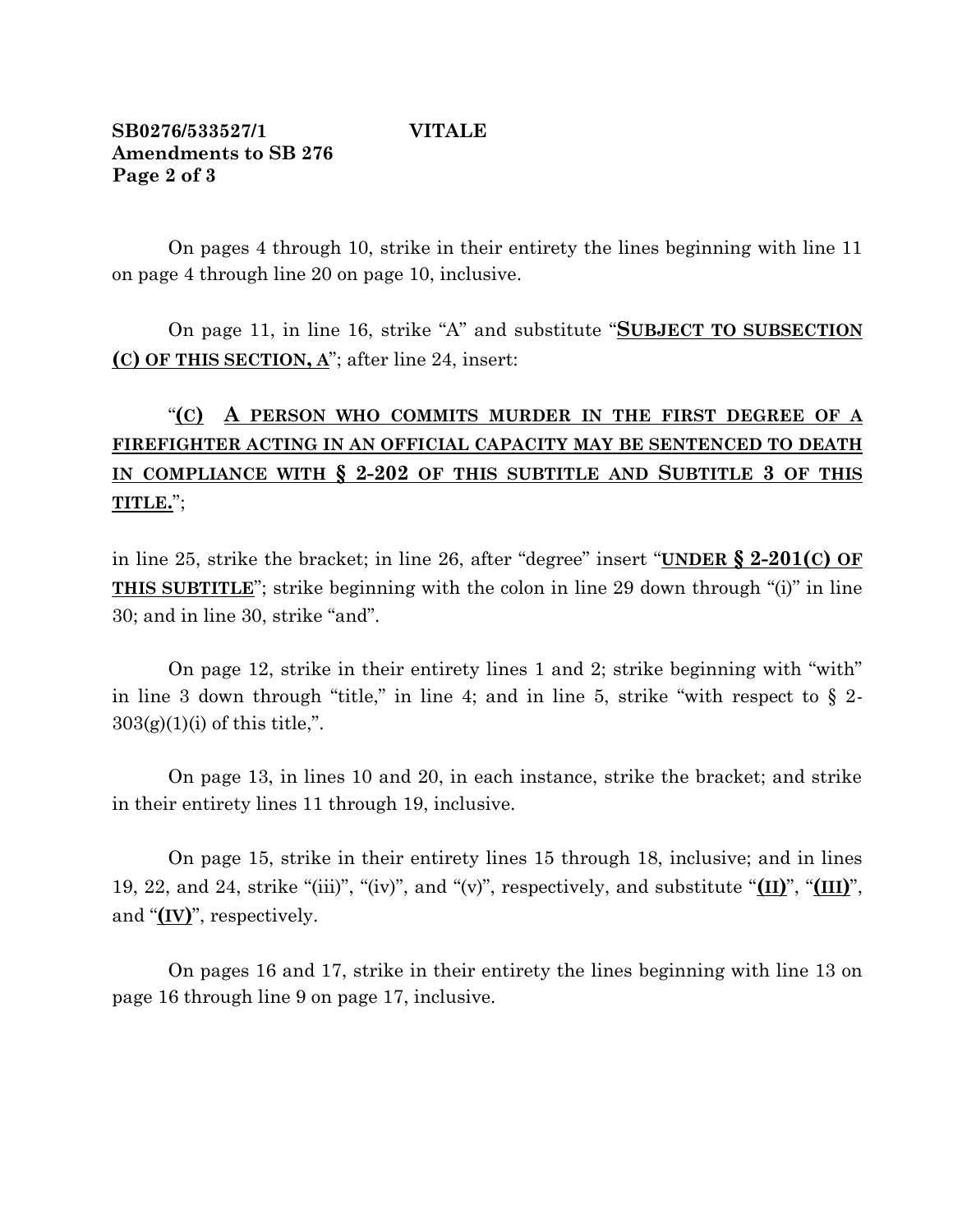On pages 4 through 10, strike in their entirety the lines beginning with line 11 on page 4 through line 20 on page 10, inclusive.

On page 11, in line 16, strike "A" and substitute "**SUBJECT TO SUBSECTION (C) OF THIS SECTION, A**"; after line 24, insert:

"**(C) A PERSON WHO COMMITS MURDER IN THE FIRST DEGREE OF A FIREFIGHTER ACTING IN AN OFFICIAL CAPACITY MAY BE SENTENCED TO DEATH IN COMPLIANCE WITH § 2-202 OF THIS SUBTITLE AND SUBTITLE 3 OF THIS TITLE.**";

in line 25, strike the bracket; in line 26, after "degree" insert "**UNDER § 2-201(C) OF THIS SUBTITLE**"; strike beginning with the colon in line 29 down through "(i)" in line 30; and in line 30, strike "and".

On page 12, strike in their entirety lines 1 and 2; strike beginning with "with" in line 3 down through "title," in line 4; and in line 5, strike "with respect to § 2-303(g)(1)(i) of this title,".

On page 13, in lines 10 and 20, in each instance, strike the bracket; and strike in their entirety lines 11 through 19, inclusive.

On page 15, strike in their entirety lines 15 through 18, inclusive; and in lines 19, 22, and 24, strike "(iii)", "(iv)", and "(v)", respectively, and substitute "**(II)**", "**(III)**", and "**(IV)**", respectively.

On pages 16 and 17, strike in their entirety the lines beginning with line 13 on page 16 through line 9 on page 17, inclusive.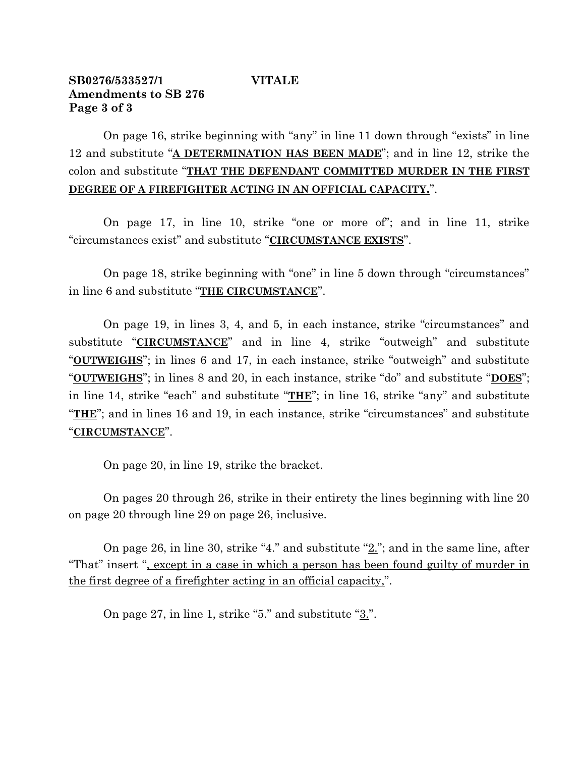**SB0276/533527/1 VITALE**
**Amendments to SB 276**

On page 16, strike beginning with "any" in line 11 down through "exists" in line 12 and substitute "**A DETERMINATION HAS BEEN MADE**"; and in line 12, strike the colon and substitute "**THAT THE DEFENDANT COMMITTED MURDER IN THE FIRST DEGREE OF A FIREFIGHTER ACTING IN AN OFFICIAL CAPACITY.**".

On page 17, in line 10, strike "one or more of"; and in line 11, strike "circumstances exist" and substitute "**CIRCUMSTANCE EXISTS**".

On page 18, strike beginning with "one" in line 5 down through "circumstances" in line 6 and substitute "**THE CIRCUMSTANCE**".

On page 19, in lines 3, 4, and 5, in each instance, strike "circumstances" and substitute "**CIRCUMSTANCE**" and in line 4, strike "outweigh" and substitute "**OUTWEIGHS**"; in lines 6 and 17, in each instance, strike "outweigh" and substitute "**OUTWEIGHS**"; in lines 8 and 20, in each instance, strike "do" and substitute "**DOES**"; in line 14, strike "each" and substitute "**THE**"; in line 16, strike "any" and substitute "**THE**"; and in lines 16 and 19, in each instance, strike "circumstances" and substitute "**CIRCUMSTANCE**".

On page 20, in line 19, strike the bracket.

On pages 20 through 26, strike in their entirety the lines beginning with line 20 on page 20 through line 29 on page 26, inclusive.

On page 26, in line 30, strike "4." and substitute "2."; and in the same line, after "That" insert ", except in a case in which a person has been found guilty of murder in the first degree of a firefighter acting in an official capacity,".

On page 27, in line 1, strike "5." and substitute "3.".